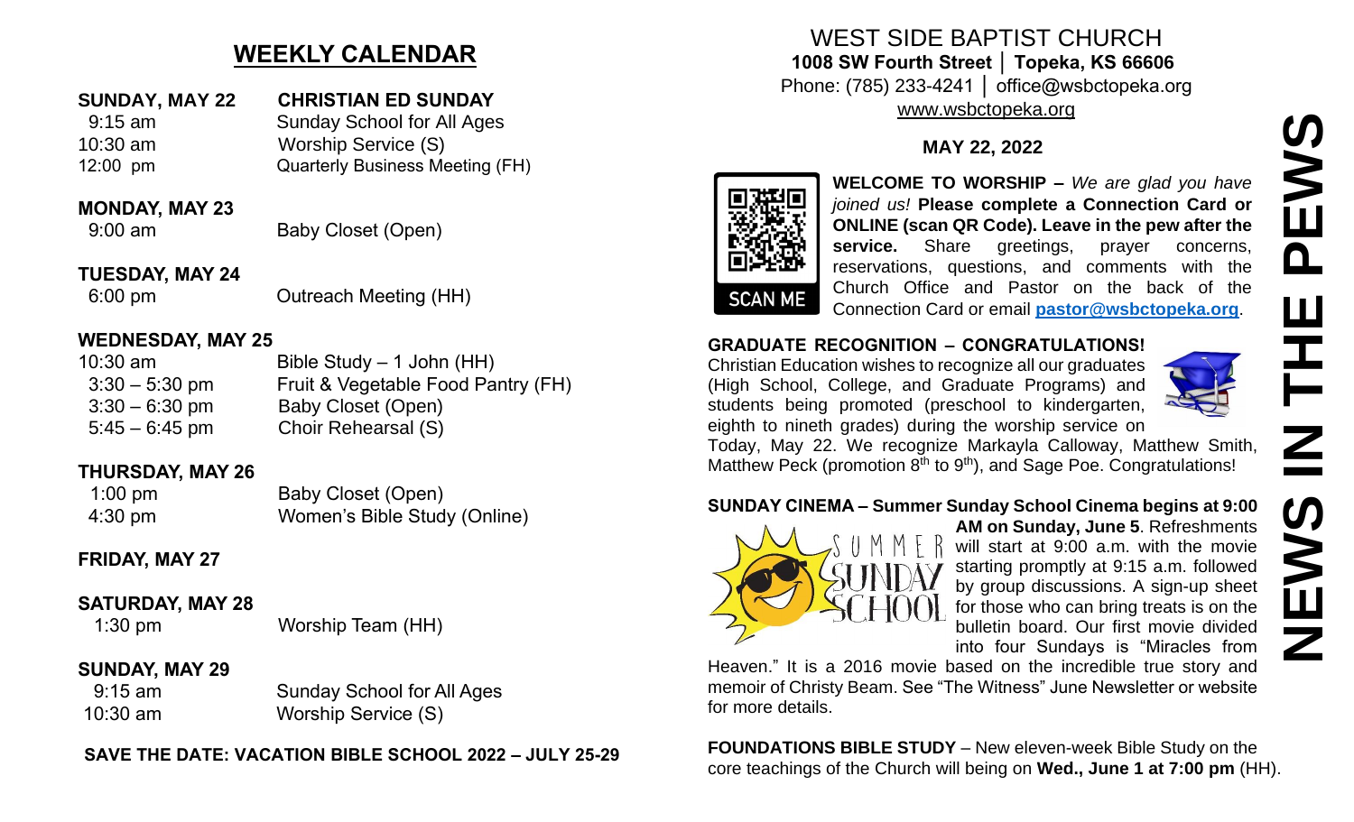## WEEKLY CALENDAR

**SUNDAY, MAY 22** **CHRISTIAN ED SUNDAY**

| | |
|---|---|
| 9:15 am | Sunday School for All Ages |
| 10:30 am | Worship Service (S) |
| 12:00 pm | Quarterly Business Meeting (FH) |

**MONDAY, MAY 23**

| | |
|---|---|
| 9:00 am | Baby Closet (Open) |

**TUESDAY, MAY 24**

| | |
|---|---|
| 6:00 pm | Outreach Meeting (HH) |

**WEDNESDAY, MAY 25**

| | |
|---|---|
| 10:30 am | Bible Study – 1 John (HH) |
| 3:30 – 5:30 pm | Fruit & Vegetable Food Pantry (FH) |
| 3:30 – 6:30 pm | Baby Closet (Open) |
| 5:45 – 6:45 pm | Choir Rehearsal (S) |

**THURSDAY, MAY 26**

| | |
|---|---|
| 1:00 pm | Baby Closet (Open) |
| 4:30 pm | Women's Bible Study (Online) |

**FRIDAY, MAY 27**

**SATURDAY, MAY 28**

| | |
|---|---|
| 1:30 pm | Worship Team (HH) |

**SUNDAY, MAY 29**

| | |
|---|---|
| 9:15 am | Sunday School for All Ages |
| 10:30 am | Worship Service (S) |

**SAVE THE DATE: VACATION BIBLE SCHOOL 2022 – JULY 25-29**

# WEST SIDE BAPTIST CHURCH

**1008 SW Fourth Street │ Topeka, KS 66606**
Phone: (785) 233-4241 │ office@wsbctopeka.org
www.wsbctopeka.org

**MAY 22, 2022**

# NEWS IN THE PEWS

SCAN ME

**WELCOME TO WORSHIP –** *We are glad you have joined us!* **Please complete a Connection Card or ONLINE (scan QR Code). Leave in the pew after the service.** Share greetings, prayer concerns, reservations, questions, and comments with the Church Office and Pastor on the back of the Connection Card or email **pastor@wsbctopeka.org**.

**GRADUATE RECOGNITION – CONGRATULATIONS!** Christian Education wishes to recognize all our graduates (High School, College, and Graduate Programs) and students being promoted (preschool to kindergarten, eighth to nineth grades) during the worship service on Today, May 22. We recognize Markayla Calloway, Matthew Smith, Matthew Peck (promotion 8th to 9th), and Sage Poe. Congratulations!

**SUNDAY CINEMA – Summer Sunday School Cinema begins at 9:00 AM on Sunday, June 5**. Refreshments will start at 9:00 a.m. with the movie starting promptly at 9:15 a.m. followed by group discussions. A sign-up sheet for those who can bring treats is on the bulletin board. Our first movie divided into four Sundays is "Miracles from Heaven." It is a 2016 movie based on the incredible true story and memoir of Christy Beam. See "The Witness" June Newsletter or website for more details.

**FOUNDATIONS BIBLE STUDY** – New eleven-week Bible Study on the core teachings of the Church will being on **Wed., June 1 at 7:00 pm** (HH).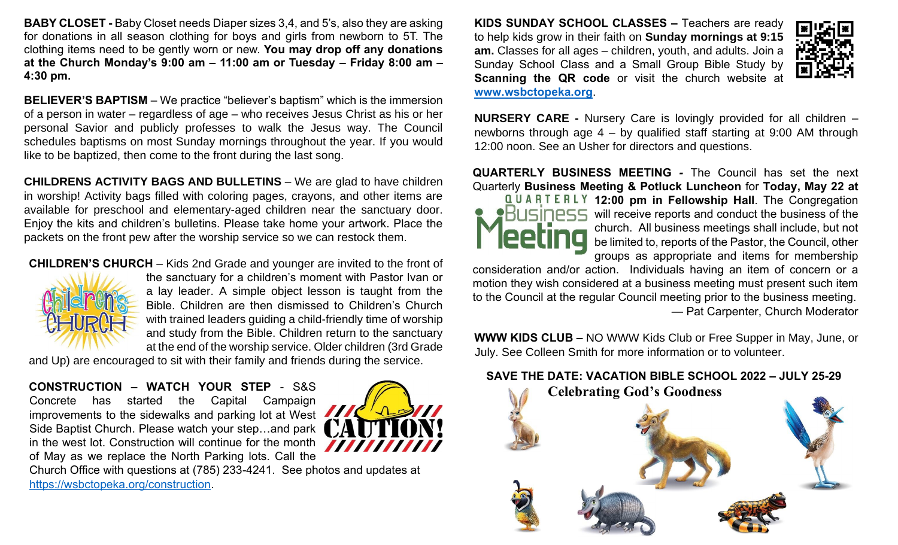**BABY CLOSET -** Baby Closet needs Diaper sizes 3,4, and 5's, also they are asking for donations in all season clothing for boys and girls from newborn to 5T. The clothing items need to be gently worn or new. **You may drop off any donations at the Church Monday's 9:00 am – 11:00 am or Tuesday – Friday 8:00 am – 4:30 pm.**

**BELIEVER'S BAPTISM** – We practice "believer's baptism" which is the immersion of a person in water – regardless of age – who receives Jesus Christ as his or her personal Savior and publicly professes to walk the Jesus way. The Council schedules baptisms on most Sunday mornings throughout the year. If you would like to be baptized, then come to the front during the last song.

**CHILDRENS ACTIVITY BAGS AND BULLETINS** – We are glad to have children in worship! Activity bags filled with coloring pages, crayons, and other items are available for preschool and elementary-aged children near the sanctuary door. Enjoy the kits and children's bulletins. Please take home your artwork. Place the packets on the front pew after the worship service so we can restock them.

**CHILDREN'S CHURCH** – Kids 2nd Grade and younger are invited to the front of the sanctuary for a children's moment with Pastor Ivan or a lay leader. A simple object lesson is taught from the Bible. Children are then dismissed to Children's Church with trained leaders guiding a child-friendly time of worship and study from the Bible. Children return to the sanctuary at the end of the worship service. Older children (3rd Grade and Up) are encouraged to sit with their family and friends during the service.

**CONSTRUCTION – WATCH YOUR STEP** - S&S Concrete has started the Capital Campaign improvements to the sidewalks and parking lot at West Side Baptist Church. Please watch your step…and park in the west lot. Construction will continue for the month of May as we replace the North Parking lots. Call the Church Office with questions at (785) 233-4241. See photos and updates at https://wsbctopeka.org/construction.

**KIDS SUNDAY SCHOOL CLASSES –** Teachers are ready to help kids grow in their faith on **Sunday mornings at 9:15 am.** Classes for all ages – children, youth, and adults. Join a Sunday School Class and a Small Group Bible Study by **Scanning the QR code** or visit the church website at **www.wsbctopeka.org**.

**NURSERY CARE -** Nursery Care is lovingly provided for all children – newborns through age 4 – by qualified staff starting at 9:00 AM through 12:00 noon. See an Usher for directors and questions.

**QUARTERLY BUSINESS MEETING -** The Council has set the next Quarterly **Business Meeting & Potluck Luncheon** for **Today, May 22 at 12:00 pm in Fellowship Hall**. The Congregation will receive reports and conduct the business of the church. All business meetings shall include, but not be limited to, reports of the Pastor, the Council, other groups as appropriate and items for membership consideration and/or action. Individuals having an item of concern or a motion they wish considered at a business meeting must present such item to the Council at the regular Council meeting prior to the business meeting.

— Pat Carpenter, Church Moderator

**WWW KIDS CLUB –** NO WWW Kids Club or Free Supper in May, June, or July. See Colleen Smith for more information or to volunteer.

**SAVE THE DATE: VACATION BIBLE SCHOOL 2022 – JULY 25-29**

**Celebrating God's Goodness**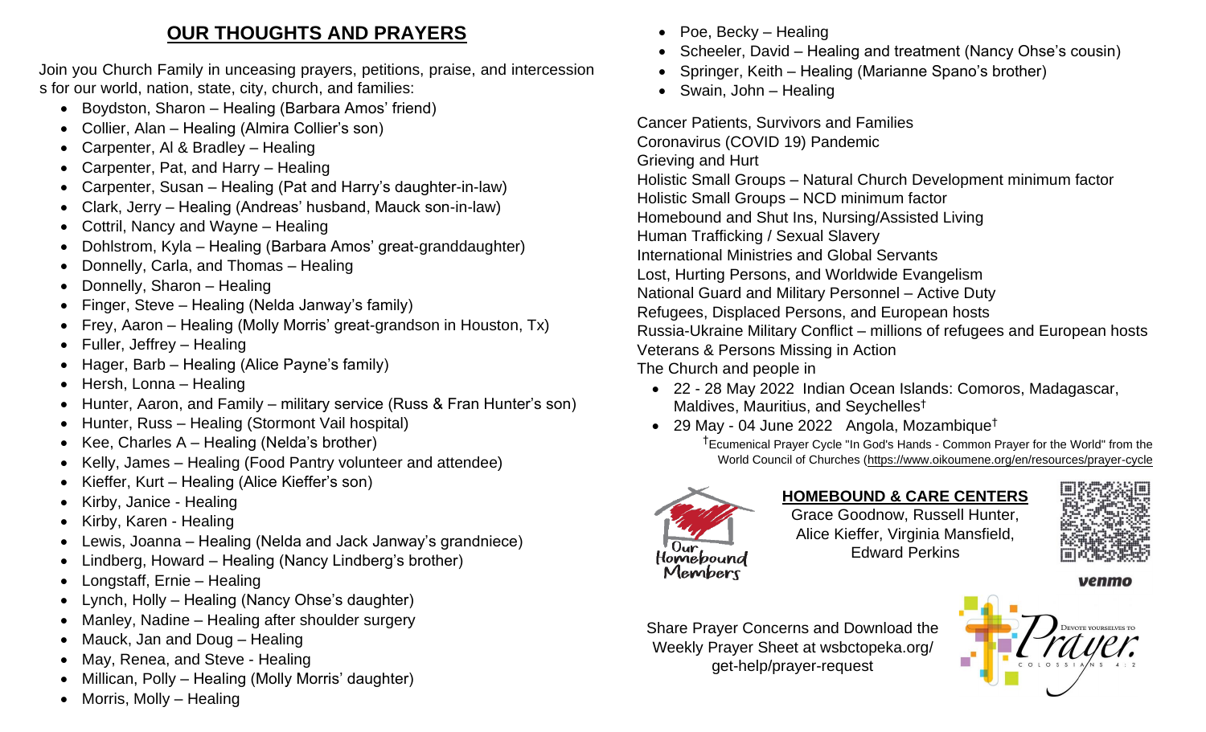## OUR THOUGHTS AND PRAYERS

Join you Church Family in unceasing prayers, petitions, praise, and intercession s for our world, nation, state, city, church, and families:

- Boydston, Sharon – Healing (Barbara Amos' friend)
- Collier, Alan – Healing (Almira Collier's son)
- Carpenter, Al & Bradley – Healing
- Carpenter, Pat, and Harry – Healing
- Carpenter, Susan – Healing (Pat and Harry's daughter-in-law)
- Clark, Jerry – Healing (Andreas' husband, Mauck son-in-law)
- Cottril, Nancy and Wayne – Healing
- Dohlstrom, Kyla – Healing (Barbara Amos' great-granddaughter)
- Donnelly, Carla, and Thomas – Healing
- Donnelly, Sharon – Healing
- Finger, Steve – Healing (Nelda Janway's family)
- Frey, Aaron – Healing (Molly Morris' great-grandson in Houston, Tx)
- Fuller, Jeffrey – Healing
- Hager, Barb – Healing (Alice Payne's family)
- Hersh, Lonna – Healing
- Hunter, Aaron, and Family – military service (Russ & Fran Hunter's son)
- Hunter, Russ – Healing (Stormont Vail hospital)
- Kee, Charles A – Healing (Nelda's brother)
- Kelly, James – Healing (Food Pantry volunteer and attendee)
- Kieffer, Kurt – Healing (Alice Kieffer's son)
- Kirby, Janice - Healing
- Kirby, Karen - Healing
- Lewis, Joanna – Healing (Nelda and Jack Janway's grandniece)
- Lindberg, Howard – Healing (Nancy Lindberg's brother)
- Longstaff, Ernie – Healing
- Lynch, Holly – Healing (Nancy Ohse's daughter)
- Manley, Nadine – Healing after shoulder surgery
- Mauck, Jan and Doug – Healing
- May, Renea, and Steve - Healing
- Millican, Polly – Healing (Molly Morris' daughter)
- Morris, Molly – Healing
- Poe, Becky – Healing
- Scheeler, David – Healing and treatment (Nancy Ohse's cousin)
- Springer, Keith – Healing (Marianne Spano's brother)
- Swain, John – Healing

Cancer Patients, Survivors and Families
Coronavirus (COVID 19) Pandemic
Grieving and Hurt
Holistic Small Groups – Natural Church Development minimum factor
Holistic Small Groups – NCD minimum factor
Homebound and Shut Ins, Nursing/Assisted Living
Human Trafficking / Sexual Slavery
International Ministries and Global Servants
Lost, Hurting Persons, and Worldwide Evangelism
National Guard and Military Personnel – Active Duty
Refugees, Displaced Persons, and European hosts
Russia-Ukraine Military Conflict – millions of refugees and European hosts
Veterans & Persons Missing in Action
The Church and people in

- 22 - 28 May 2022 Indian Ocean Islands: Comoros, Madagascar, Maldives, Mauritius, and Seychelles†
- 29 May - 04 June 2022 Angola, Mozambique†

†Ecumenical Prayer Cycle "In God's Hands - Common Prayer for the World" from the World Council of Churches (https://www.oikoumene.org/en/resources/prayer-cycle

Our Homebound Members

**HOMEBOUND & CARE CENTERS**

Grace Goodnow, Russell Hunter, Alice Kieffer, Virginia Mansfield, Edward Perkins

venmo

Share Prayer Concerns and Download the Weekly Prayer Sheet at wsbctopeka.org/get-help/prayer-request

Devote yourselves to Prayer. Colossians 4:2